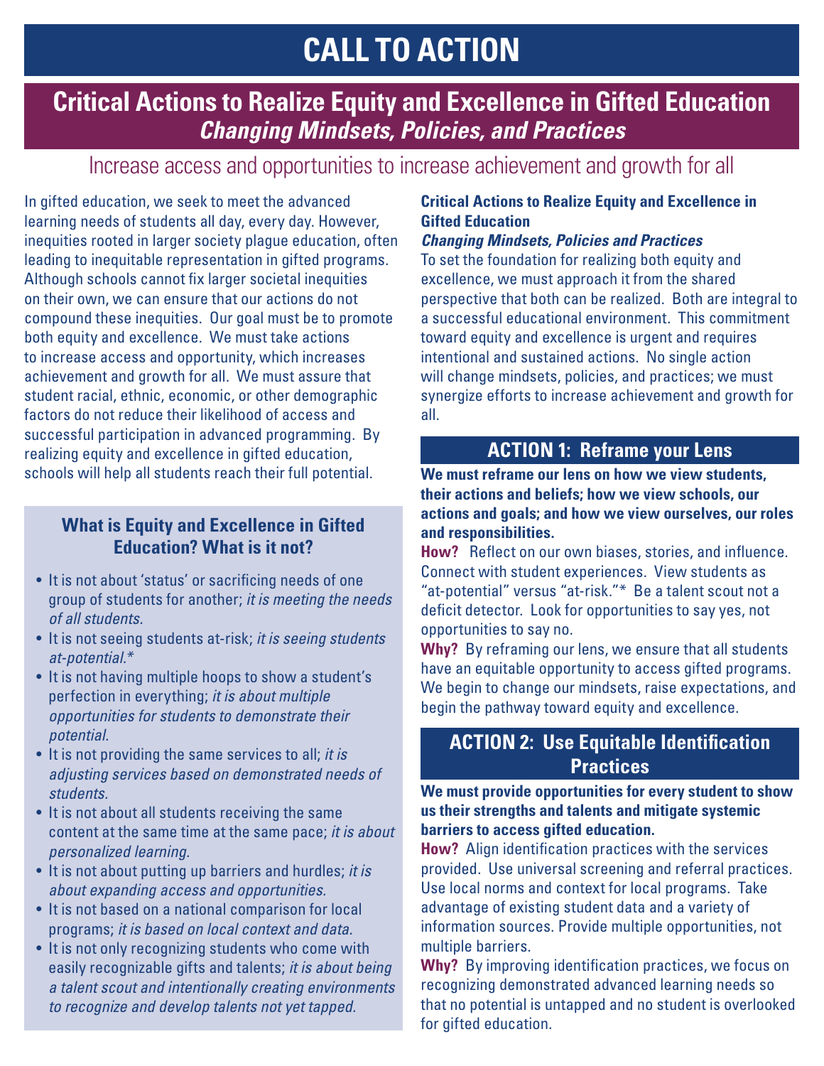# CALL TO ACTION

## Critical Actions to Realize Equity and Excellence in Gifted Education
### *Changing Mindsets, Policies, and Practices*

Increase access and opportunities to increase achievement and growth for all

In gifted education, we seek to meet the advanced learning needs of students all day, every day. However, inequities rooted in larger society plague education, often leading to inequitable representation in gifted programs. Although schools cannot fix larger societal inequities on their own, we can ensure that our actions do not compound these inequities. Our goal must be to promote both equity and excellence. We must take actions to increase access and opportunity, which increases achievement and growth for all. We must assure that student racial, ethnic, economic, or other demographic factors do not reduce their likelihood of access and successful participation in advanced programming. By realizing equity and excellence in gifted education, schools will help all students reach their full potential.

### What is Equity and Excellence in Gifted Education? What is it not?

- It is not about 'status' or sacrificing needs of one group of students for another; *it is meeting the needs of all students.*
- It is not seeing students at-risk; *it is seeing students at-potential.**
- It is not having multiple hoops to show a student's perfection in everything; *it is about multiple opportunities for students to demonstrate their potential.*
- It is not providing the same services to all; *it is adjusting services based on demonstrated needs of students.*
- It is not about all students receiving the same content at the same time at the same pace; *it is about personalized learning.*
- It is not about putting up barriers and hurdles; *it is about expanding access and opportunities.*
- It is not based on a national comparison for local programs; *it is based on local context and data.*
- It is not only recognizing students who come with easily recognizable gifts and talents; *it is about being a talent scout and intentionally creating environments to recognize and develop talents not yet tapped.*

**Critical Actions to Realize Equity and Excellence in Gifted Education**

***Changing Mindsets, Policies and Practices***

To set the foundation for realizing both equity and excellence, we must approach it from the shared perspective that both can be realized. Both are integral to a successful educational environment. This commitment toward equity and excellence is urgent and requires intentional and sustained actions. No single action will change mindsets, policies, and practices; we must synergize efforts to increase achievement and growth for all.

### ACTION 1: Reframe your Lens

**We must reframe our lens on how we view students, their actions and beliefs; how we view schools, our actions and goals; and how we view ourselves, our roles and responsibilities.**

**How?** Reflect on our own biases, stories, and influence. Connect with student experiences. View students as "at-potential" versus "at-risk."* Be a talent scout not a deficit detector. Look for opportunities to say yes, not opportunities to say no.

**Why?** By reframing our lens, we ensure that all students have an equitable opportunity to access gifted programs. We begin to change our mindsets, raise expectations, and begin the pathway toward equity and excellence.

### ACTION 2: Use Equitable Identification Practices

**We must provide opportunities for every student to show us their strengths and talents and mitigate systemic barriers to access gifted education.**

**How?** Align identification practices with the services provided. Use universal screening and referral practices. Use local norms and context for local programs. Take advantage of existing student data and a variety of information sources. Provide multiple opportunities, not multiple barriers.

**Why?** By improving identification practices, we focus on recognizing demonstrated advanced learning needs so that no potential is untapped and no student is overlooked for gifted education.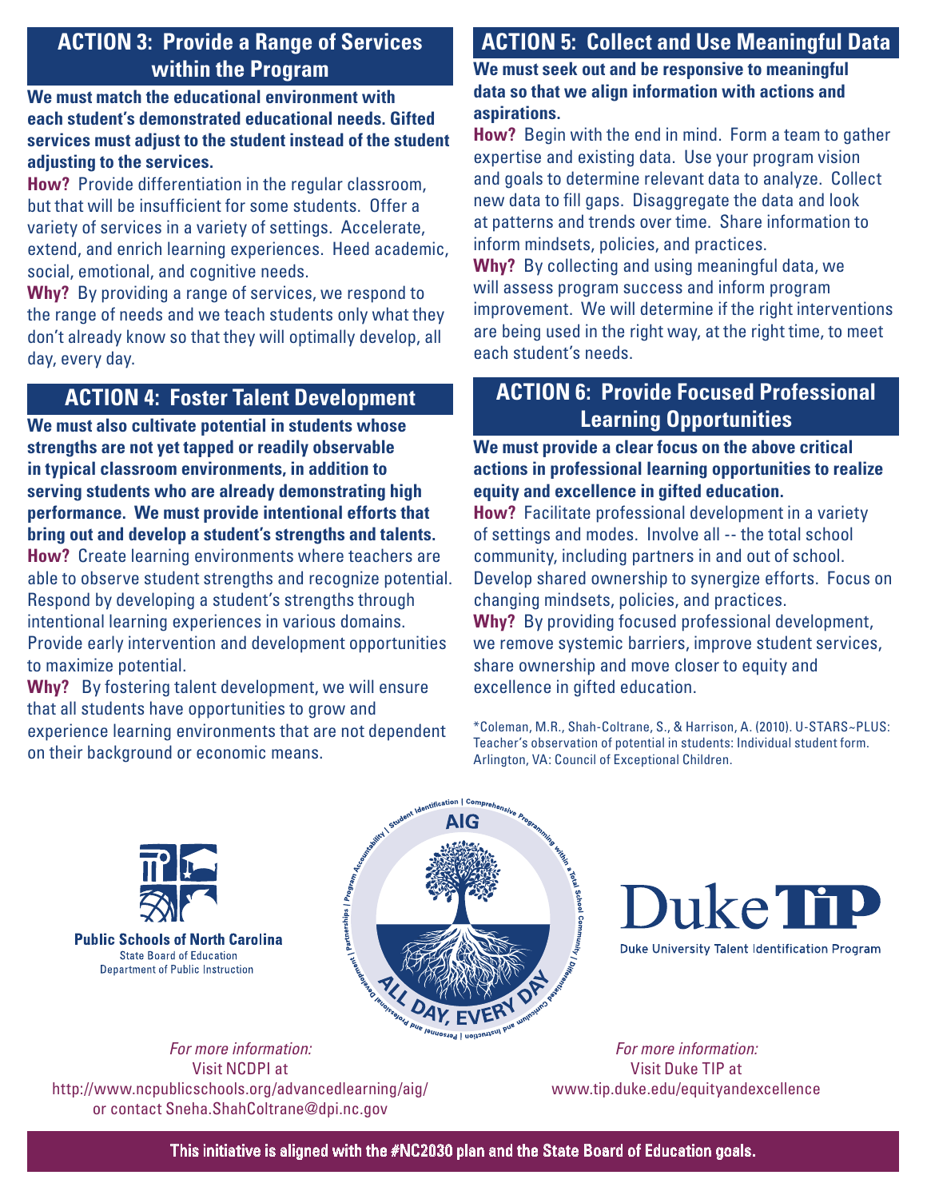## ACTION 3: Provide a Range of Services within the Program

**We must match the educational environment with each student's demonstrated educational needs. Gifted services must adjust to the student instead of the student adjusting to the services.**

**How?** Provide differentiation in the regular classroom, but that will be insufficient for some students. Offer a variety of services in a variety of settings. Accelerate, extend, and enrich learning experiences. Heed academic, social, emotional, and cognitive needs.

**Why?** By providing a range of services, we respond to the range of needs and we teach students only what they don't already know so that they will optimally develop, all day, every day.

## ACTION 4: Foster Talent Development

**We must also cultivate potential in students whose strengths are not yet tapped or readily observable in typical classroom environments, in addition to serving students who are already demonstrating high performance. We must provide intentional efforts that bring out and develop a student's strengths and talents.**

**How?** Create learning environments where teachers are able to observe student strengths and recognize potential. Respond by developing a student's strengths through intentional learning experiences in various domains. Provide early intervention and development opportunities to maximize potential.

**Why?** By fostering talent development, we will ensure that all students have opportunities to grow and experience learning environments that are not dependent on their background or economic means.

## ACTION 5: Collect and Use Meaningful Data

**We must seek out and be responsive to meaningful data so that we align information with actions and aspirations.**

**How?** Begin with the end in mind. Form a team to gather expertise and existing data. Use your program vision and goals to determine relevant data to analyze. Collect new data to fill gaps. Disaggregate the data and look at patterns and trends over time. Share information to inform mindsets, policies, and practices.

**Why?** By collecting and using meaningful data, we will assess program success and inform program improvement. We will determine if the right interventions are being used in the right way, at the right time, to meet each student's needs.

## ACTION 6: Provide Focused Professional Learning Opportunities

**We must provide a clear focus on the above critical actions in professional learning opportunities to realize equity and excellence in gifted education.**

**How?** Facilitate professional development in a variety of settings and modes. Involve all -- the total school community, including partners in and out of school. Develop shared ownership to synergize efforts. Focus on changing mindsets, policies, and practices.

**Why?** By providing focused professional development, we remove systemic barriers, improve student services, share ownership and move closer to equity and excellence in gifted education.

*Coleman, M.R., Shah-Coltrane, S., & Harrison, A. (2010). U-STARS~PLUS: Teacher's observation of potential in students: Individual student form. Arlington, VA: Council of Exceptional Children.

**Public Schools of North Carolina**
State Board of Education
Department of Public Instruction

AIG
ALL DAY, EVERY DAY
Student Identification | Comprehensive Programming within a Total School Community | Differentiated Curriculum and Instruction | Personnel and Professional Development | Partnerships | Program Accountability

Duke TIP
Duke University Talent Identification Program

*For more information:*
Visit NCDPI at
http://www.ncpublicschools.org/advancedlearning/aig/
or contact Sneha.ShahColtrane@dpi.nc.gov

*For more information:*
Visit Duke TIP at
www.tip.duke.edu/equityandexcellence

**This initiative is aligned with the #NC2030 plan and the State Board of Education goals.**